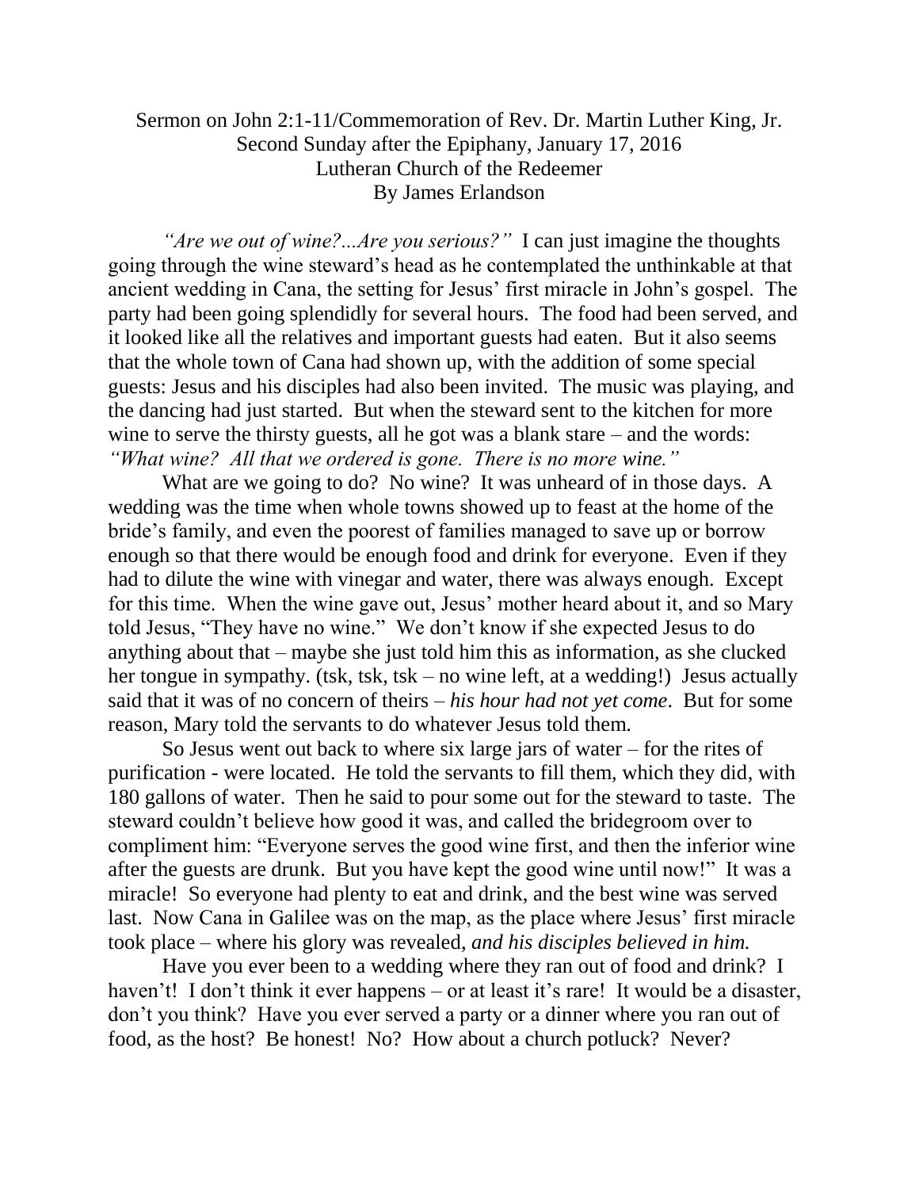Sermon on John 2:1-11/Commemoration of Rev. Dr. Martin Luther King, Jr.
Second Sunday after the Epiphany, January 17, 2016
Lutheran Church of the Redeemer
By James Erlandson

*"Are we out of wine?...Are you serious?"* I can just imagine the thoughts going through the wine steward's head as he contemplated the unthinkable at that ancient wedding in Cana, the setting for Jesus' first miracle in John's gospel. The party had been going splendidly for several hours. The food had been served, and it looked like all the relatives and important guests had eaten. But it also seems that the whole town of Cana had shown up, with the addition of some special guests: Jesus and his disciples had also been invited. The music was playing, and the dancing had just started. But when the steward sent to the kitchen for more wine to serve the thirsty guests, all he got was a blank stare – and the words: *"What wine? All that we ordered is gone. There is no more wine."*

What are we going to do? No wine? It was unheard of in those days. A wedding was the time when whole towns showed up to feast at the home of the bride's family, and even the poorest of families managed to save up or borrow enough so that there would be enough food and drink for everyone. Even if they had to dilute the wine with vinegar and water, there was always enough. Except for this time. When the wine gave out, Jesus' mother heard about it, and so Mary told Jesus, "They have no wine." We don't know if she expected Jesus to do anything about that – maybe she just told him this as information, as she clucked her tongue in sympathy. (tsk, tsk, tsk – no wine left, at a wedding!) Jesus actually said that it was of no concern of theirs – *his hour had not yet come*. But for some reason, Mary told the servants to do whatever Jesus told them.

So Jesus went out back to where six large jars of water – for the rites of purification - were located. He told the servants to fill them, which they did, with 180 gallons of water. Then he said to pour some out for the steward to taste. The steward couldn't believe how good it was, and called the bridegroom over to compliment him: "Everyone serves the good wine first, and then the inferior wine after the guests are drunk. But you have kept the good wine until now!" It was a miracle! So everyone had plenty to eat and drink, and the best wine was served last. Now Cana in Galilee was on the map, as the place where Jesus' first miracle took place – where his glory was revealed, *and his disciples believed in him.*

Have you ever been to a wedding where they ran out of food and drink? I haven't! I don't think it ever happens – or at least it's rare! It would be a disaster, don't you think? Have you ever served a party or a dinner where you ran out of food, as the host? Be honest! No? How about a church potluck? Never?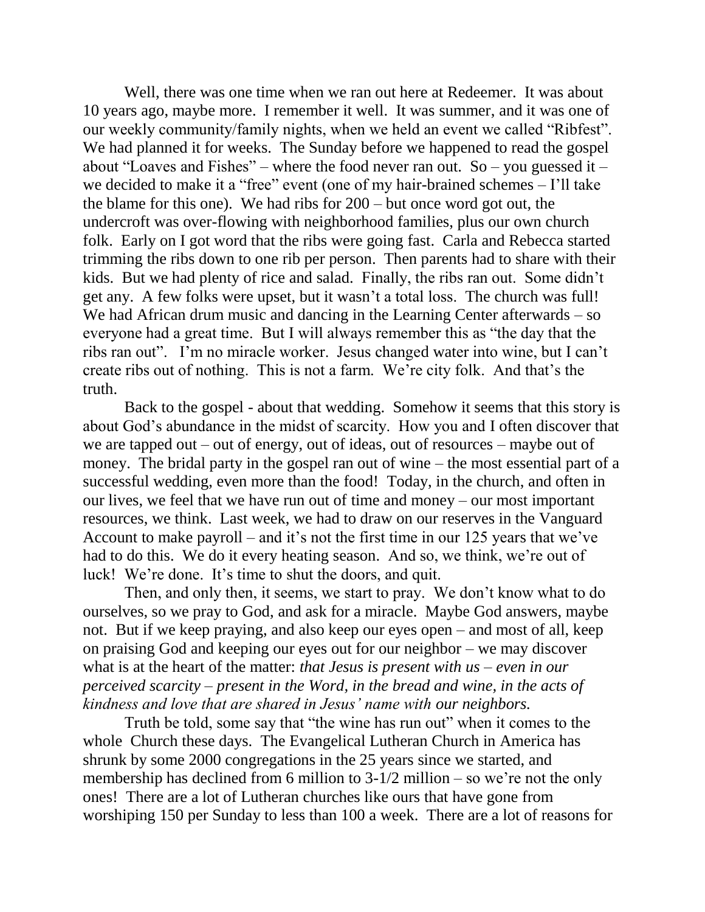Well, there was one time when we ran out here at Redeemer. It was about 10 years ago, maybe more. I remember it well. It was summer, and it was one of our weekly community/family nights, when we held an event we called "Ribfest". We had planned it for weeks. The Sunday before we happened to read the gospel about "Loaves and Fishes" – where the food never ran out. So – you guessed it – we decided to make it a "free" event (one of my hair-brained schemes – I'll take the blame for this one). We had ribs for 200 – but once word got out, the undercroft was over-flowing with neighborhood families, plus our own church folk. Early on I got word that the ribs were going fast. Carla and Rebecca started trimming the ribs down to one rib per person. Then parents had to share with their kids. But we had plenty of rice and salad. Finally, the ribs ran out. Some didn't get any. A few folks were upset, but it wasn't a total loss. The church was full! We had African drum music and dancing in the Learning Center afterwards – so everyone had a great time. But I will always remember this as "the day that the ribs ran out". I'm no miracle worker. Jesus changed water into wine, but I can't create ribs out of nothing. This is not a farm. We're city folk. And that's the truth.

Back to the gospel - about that wedding. Somehow it seems that this story is about God's abundance in the midst of scarcity. How you and I often discover that we are tapped out – out of energy, out of ideas, out of resources – maybe out of money. The bridal party in the gospel ran out of wine – the most essential part of a successful wedding, even more than the food! Today, in the church, and often in our lives, we feel that we have run out of time and money – our most important resources, we think. Last week, we had to draw on our reserves in the Vanguard Account to make payroll – and it's not the first time in our 125 years that we've had to do this. We do it every heating season. And so, we think, we're out of luck! We're done. It's time to shut the doors, and quit.

Then, and only then, it seems, we start to pray. We don't know what to do ourselves, so we pray to God, and ask for a miracle. Maybe God answers, maybe not. But if we keep praying, and also keep our eyes open – and most of all, keep on praising God and keeping our eyes out for our neighbor – we may discover what is at the heart of the matter: *that Jesus is present with us – even in our perceived scarcity – present in the Word, in the bread and wine, in the acts of kindness and love that are shared in Jesus' name with our neighbors.*

Truth be told, some say that "the wine has run out" when it comes to the whole Church these days. The Evangelical Lutheran Church in America has shrunk by some 2000 congregations in the 25 years since we started, and membership has declined from 6 million to 3-1/2 million – so we're not the only ones! There are a lot of Lutheran churches like ours that have gone from worshiping 150 per Sunday to less than 100 a week. There are a lot of reasons for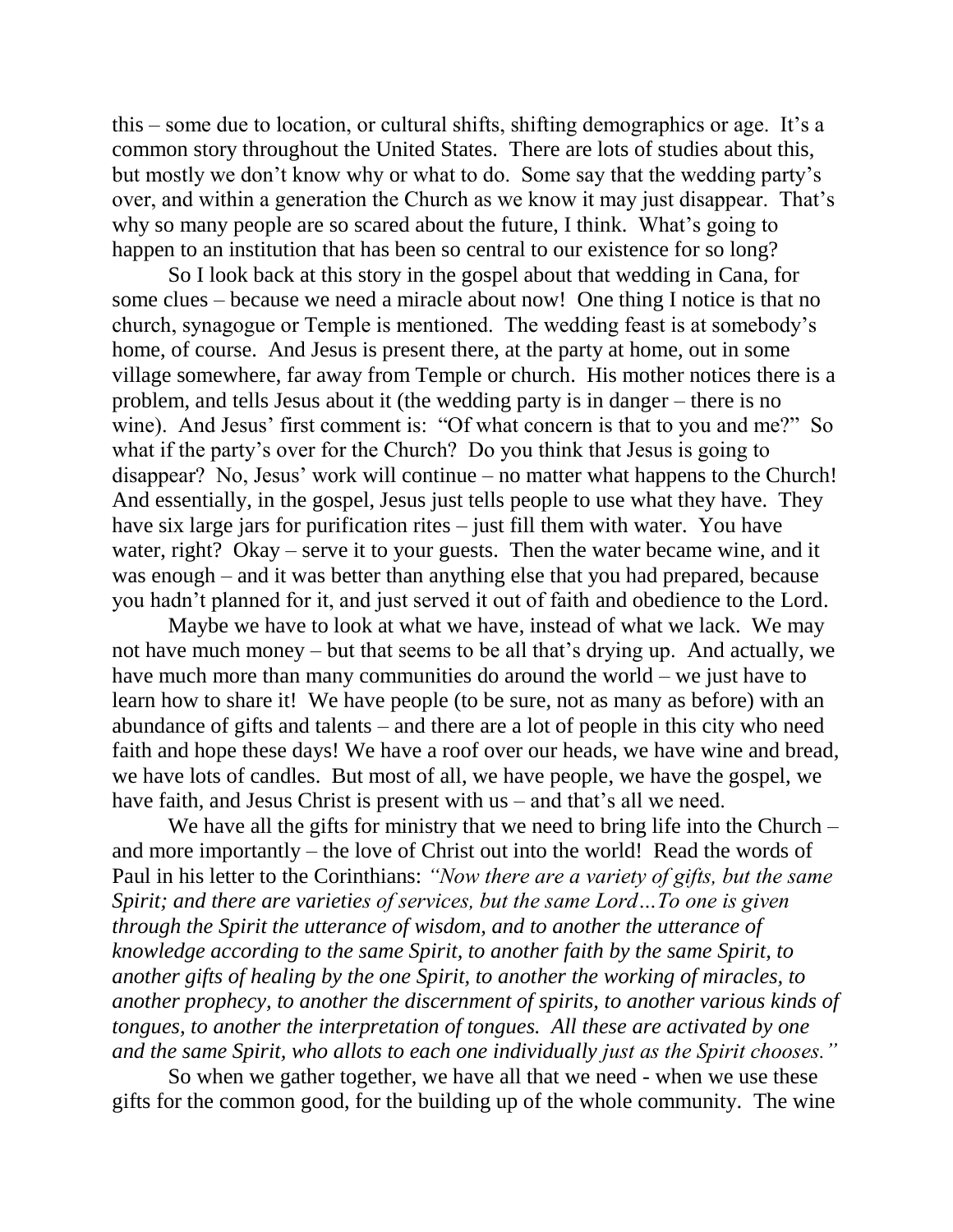this – some due to location, or cultural shifts, shifting demographics or age. It's a common story throughout the United States. There are lots of studies about this, but mostly we don't know why or what to do. Some say that the wedding party's over, and within a generation the Church as we know it may just disappear. That's why so many people are so scared about the future, I think. What's going to happen to an institution that has been so central to our existence for so long?

So I look back at this story in the gospel about that wedding in Cana, for some clues – because we need a miracle about now! One thing I notice is that no church, synagogue or Temple is mentioned. The wedding feast is at somebody's home, of course. And Jesus is present there, at the party at home, out in some village somewhere, far away from Temple or church. His mother notices there is a problem, and tells Jesus about it (the wedding party is in danger – there is no wine). And Jesus' first comment is: "Of what concern is that to you and me?" So what if the party's over for the Church? Do you think that Jesus is going to disappear? No, Jesus' work will continue – no matter what happens to the Church! And essentially, in the gospel, Jesus just tells people to use what they have. They have six large jars for purification rites – just fill them with water. You have water, right? Okay – serve it to your guests. Then the water became wine, and it was enough – and it was better than anything else that you had prepared, because you hadn't planned for it, and just served it out of faith and obedience to the Lord.

Maybe we have to look at what we have, instead of what we lack. We may not have much money – but that seems to be all that's drying up. And actually, we have much more than many communities do around the world – we just have to learn how to share it! We have people (to be sure, not as many as before) with an abundance of gifts and talents – and there are a lot of people in this city who need faith and hope these days! We have a roof over our heads, we have wine and bread, we have lots of candles. But most of all, we have people, we have the gospel, we have faith, and Jesus Christ is present with us – and that's all we need.

We have all the gifts for ministry that we need to bring life into the Church – and more importantly – the love of Christ out into the world! Read the words of Paul in his letter to the Corinthians: *"Now there are a variety of gifts, but the same Spirit; and there are varieties of services, but the same Lord…To one is given through the Spirit the utterance of wisdom, and to another the utterance of knowledge according to the same Spirit, to another faith by the same Spirit, to another gifts of healing by the one Spirit, to another the working of miracles, to another prophecy, to another the discernment of spirits, to another various kinds of tongues, to another the interpretation of tongues. All these are activated by one and the same Spirit, who allots to each one individually just as the Spirit chooses."*

So when we gather together, we have all that we need - when we use these gifts for the common good, for the building up of the whole community. The wine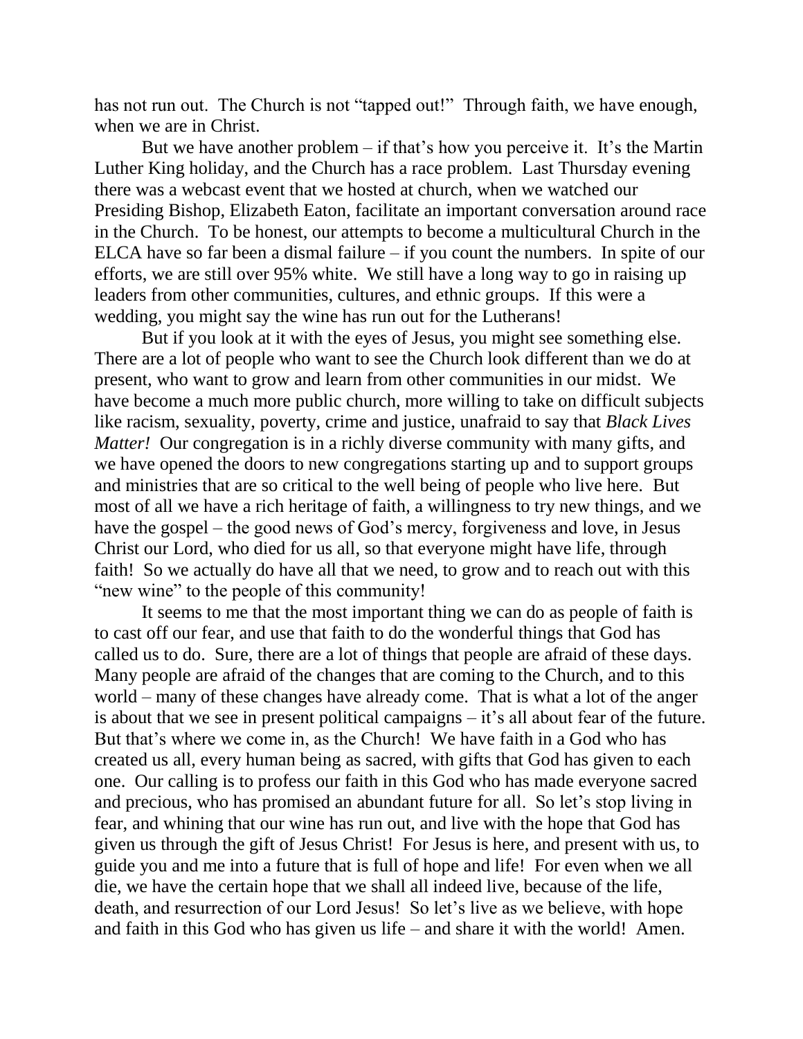has not run out. The Church is not "tapped out!" Through faith, we have enough, when we are in Christ.

But we have another problem – if that's how you perceive it. It's the Martin Luther King holiday, and the Church has a race problem. Last Thursday evening there was a webcast event that we hosted at church, when we watched our Presiding Bishop, Elizabeth Eaton, facilitate an important conversation around race in the Church. To be honest, our attempts to become a multicultural Church in the ELCA have so far been a dismal failure – if you count the numbers. In spite of our efforts, we are still over 95% white. We still have a long way to go in raising up leaders from other communities, cultures, and ethnic groups. If this were a wedding, you might say the wine has run out for the Lutherans!

But if you look at it with the eyes of Jesus, you might see something else. There are a lot of people who want to see the Church look different than we do at present, who want to grow and learn from other communities in our midst. We have become a much more public church, more willing to take on difficult subjects like racism, sexuality, poverty, crime and justice, unafraid to say that *Black Lives Matter!* Our congregation is in a richly diverse community with many gifts, and we have opened the doors to new congregations starting up and to support groups and ministries that are so critical to the well being of people who live here. But most of all we have a rich heritage of faith, a willingness to try new things, and we have the gospel – the good news of God's mercy, forgiveness and love, in Jesus Christ our Lord, who died for us all, so that everyone might have life, through faith! So we actually do have all that we need, to grow and to reach out with this "new wine" to the people of this community!

It seems to me that the most important thing we can do as people of faith is to cast off our fear, and use that faith to do the wonderful things that God has called us to do. Sure, there are a lot of things that people are afraid of these days. Many people are afraid of the changes that are coming to the Church, and to this world – many of these changes have already come. That is what a lot of the anger is about that we see in present political campaigns – it's all about fear of the future. But that's where we come in, as the Church! We have faith in a God who has created us all, every human being as sacred, with gifts that God has given to each one. Our calling is to profess our faith in this God who has made everyone sacred and precious, who has promised an abundant future for all. So let's stop living in fear, and whining that our wine has run out, and live with the hope that God has given us through the gift of Jesus Christ! For Jesus is here, and present with us, to guide you and me into a future that is full of hope and life! For even when we all die, we have the certain hope that we shall all indeed live, because of the life, death, and resurrection of our Lord Jesus! So let's live as we believe, with hope and faith in this God who has given us life – and share it with the world! Amen.